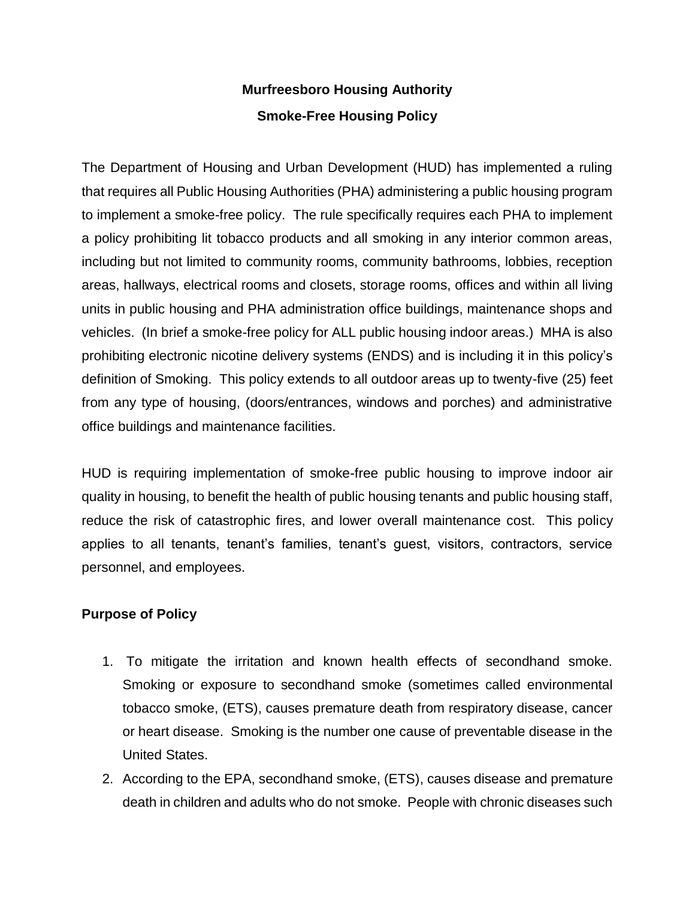# Murfreesboro Housing Authority

## Smoke-Free Housing Policy

The Department of Housing and Urban Development (HUD) has implemented a ruling that requires all Public Housing Authorities (PHA) administering a public housing program to implement a smoke-free policy. The rule specifically requires each PHA to implement a policy prohibiting lit tobacco products and all smoking in any interior common areas, including but not limited to community rooms, community bathrooms, lobbies, reception areas, hallways, electrical rooms and closets, storage rooms, offices and within all living units in public housing and PHA administration office buildings, maintenance shops and vehicles. (In brief a smoke-free policy for ALL public housing indoor areas.) MHA is also prohibiting electronic nicotine delivery systems (ENDS) and is including it in this policy's definition of Smoking. This policy extends to all outdoor areas up to twenty-five (25) feet from any type of housing, (doors/entrances, windows and porches) and administrative office buildings and maintenance facilities.

HUD is requiring implementation of smoke-free public housing to improve indoor air quality in housing, to benefit the health of public housing tenants and public housing staff, reduce the risk of catastrophic fires, and lower overall maintenance cost. This policy applies to all tenants, tenant's families, tenant's guest, visitors, contractors, service personnel, and employees.

### Purpose of Policy

1. To mitigate the irritation and known health effects of secondhand smoke. Smoking or exposure to secondhand smoke (sometimes called environmental tobacco smoke, (ETS), causes premature death from respiratory disease, cancer or heart disease. Smoking is the number one cause of preventable disease in the United States.
2. According to the EPA, secondhand smoke, (ETS), causes disease and premature death in children and adults who do not smoke. People with chronic diseases such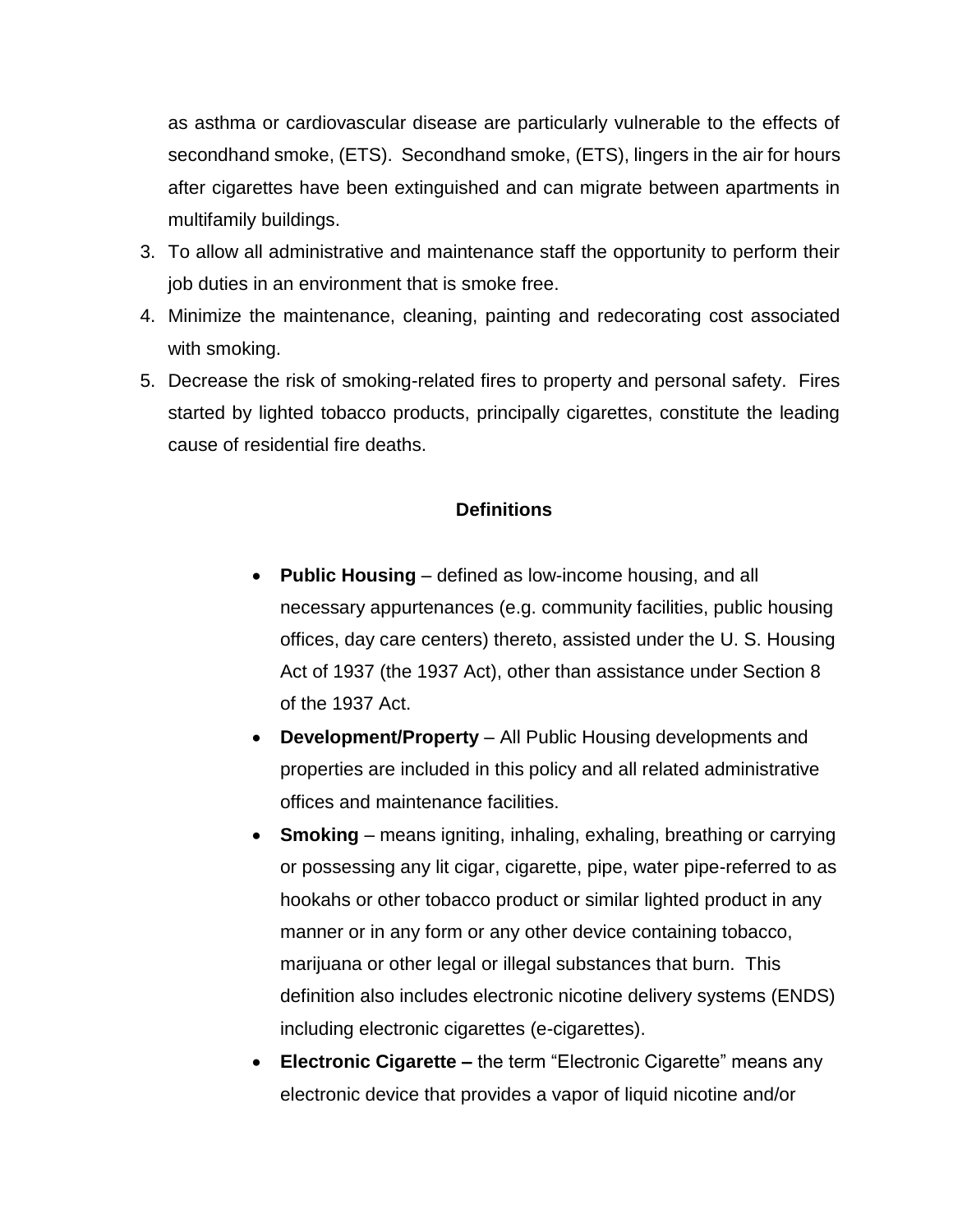as asthma or cardiovascular disease are particularly vulnerable to the effects of secondhand smoke, (ETS). Secondhand smoke, (ETS), lingers in the air for hours after cigarettes have been extinguished and can migrate between apartments in multifamily buildings.

3. To allow all administrative and maintenance staff the opportunity to perform their job duties in an environment that is smoke free.
4. Minimize the maintenance, cleaning, painting and redecorating cost associated with smoking.
5. Decrease the risk of smoking-related fires to property and personal safety. Fires started by lighted tobacco products, principally cigarettes, constitute the leading cause of residential fire deaths.

## Definitions

- **Public Housing** – defined as low-income housing, and all necessary appurtenances (e.g. community facilities, public housing offices, day care centers) thereto, assisted under the U. S. Housing Act of 1937 (the 1937 Act), other than assistance under Section 8 of the 1937 Act.
- **Development/Property** – All Public Housing developments and properties are included in this policy and all related administrative offices and maintenance facilities.
- **Smoking** – means igniting, inhaling, exhaling, breathing or carrying or possessing any lit cigar, cigarette, pipe, water pipe-referred to as hookahs or other tobacco product or similar lighted product in any manner or in any form or any other device containing tobacco, marijuana or other legal or illegal substances that burn. This definition also includes electronic nicotine delivery systems (ENDS) including electronic cigarettes (e-cigarettes).
- **Electronic Cigarette –** the term "Electronic Cigarette" means any electronic device that provides a vapor of liquid nicotine and/or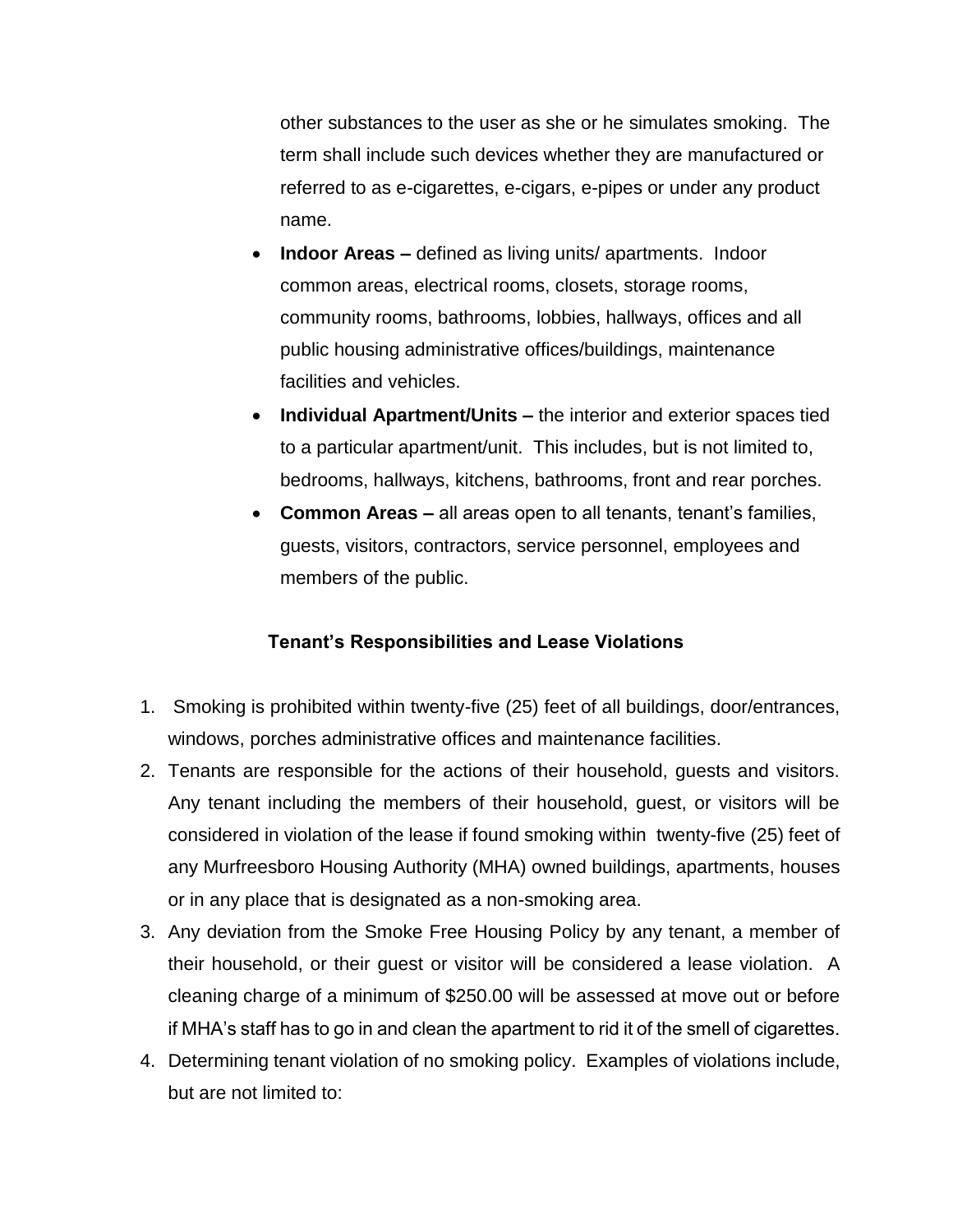other substances to the user as she or he simulates smoking. The term shall include such devices whether they are manufactured or referred to as e-cigarettes, e-cigars, e-pipes or under any product name.

- **Indoor Areas –** defined as living units/ apartments. Indoor common areas, electrical rooms, closets, storage rooms, community rooms, bathrooms, lobbies, hallways, offices and all public housing administrative offices/buildings, maintenance facilities and vehicles.
- **Individual Apartment/Units –** the interior and exterior spaces tied to a particular apartment/unit. This includes, but is not limited to, bedrooms, hallways, kitchens, bathrooms, front and rear porches.
- **Common Areas –** all areas open to all tenants, tenant's families, guests, visitors, contractors, service personnel, employees and members of the public.

### Tenant's Responsibilities and Lease Violations

1. Smoking is prohibited within twenty-five (25) feet of all buildings, door/entrances, windows, porches administrative offices and maintenance facilities.
2. Tenants are responsible for the actions of their household, guests and visitors. Any tenant including the members of their household, guest, or visitors will be considered in violation of the lease if found smoking within twenty-five (25) feet of any Murfreesboro Housing Authority (MHA) owned buildings, apartments, houses or in any place that is designated as a non-smoking area.
3. Any deviation from the Smoke Free Housing Policy by any tenant, a member of their household, or their guest or visitor will be considered a lease violation. A cleaning charge of a minimum of $250.00 will be assessed at move out or before if MHA's staff has to go in and clean the apartment to rid it of the smell of cigarettes.
4. Determining tenant violation of no smoking policy. Examples of violations include, but are not limited to: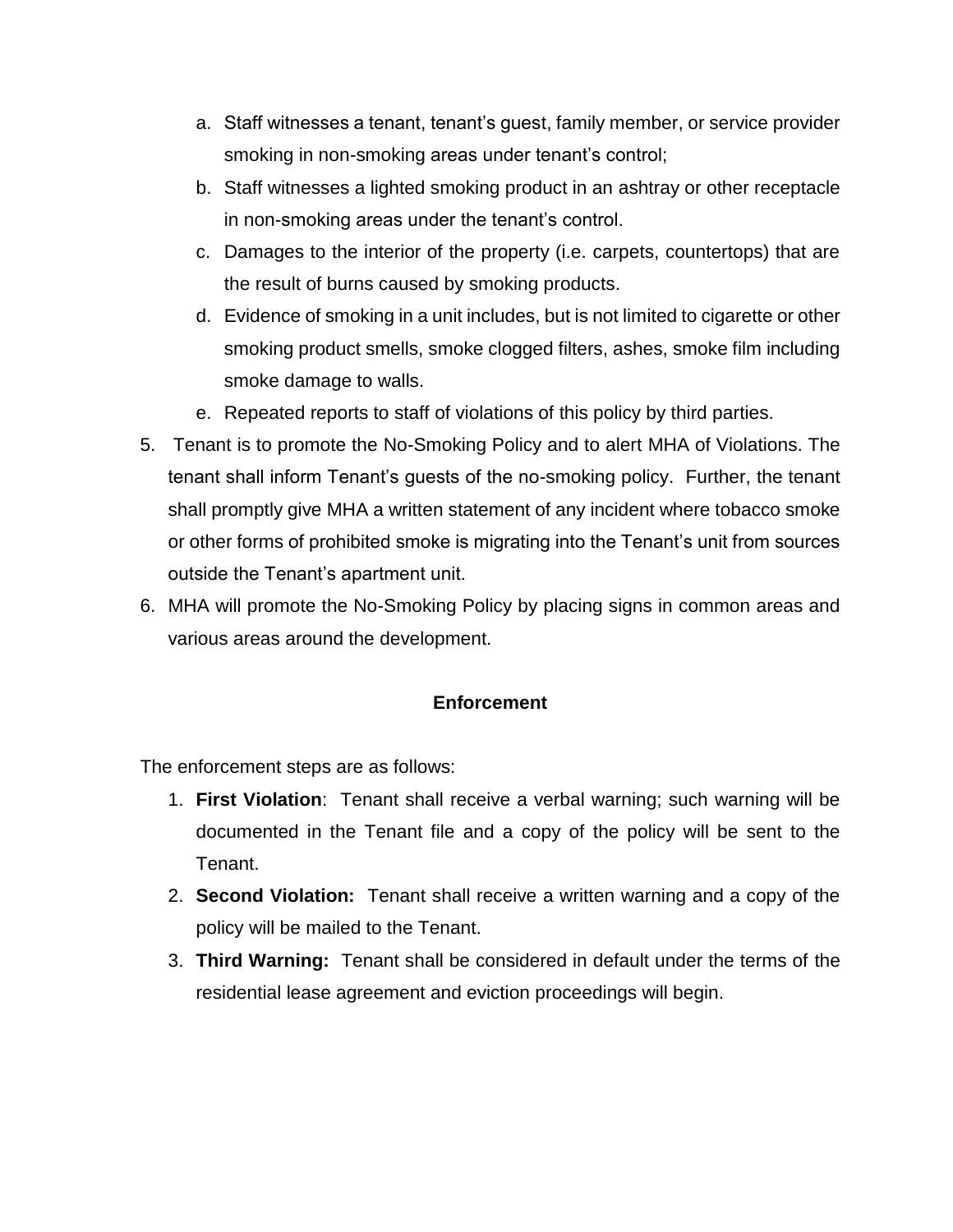a. Staff witnesses a tenant, tenant's guest, family member, or service provider smoking in non-smoking areas under tenant's control;
b. Staff witnesses a lighted smoking product in an ashtray or other receptacle in non-smoking areas under the tenant's control.
c. Damages to the interior of the property (i.e. carpets, countertops) that are the result of burns caused by smoking products.
d. Evidence of smoking in a unit includes, but is not limited to cigarette or other smoking product smells, smoke clogged filters, ashes, smoke film including smoke damage to walls.
e. Repeated reports to staff of violations of this policy by third parties.

5. Tenant is to promote the No-Smoking Policy and to alert MHA of Violations. The tenant shall inform Tenant's guests of the no-smoking policy. Further, the tenant shall promptly give MHA a written statement of any incident where tobacco smoke or other forms of prohibited smoke is migrating into the Tenant's unit from sources outside the Tenant's apartment unit.
6. MHA will promote the No-Smoking Policy by placing signs in common areas and various areas around the development.

## Enforcement

The enforcement steps are as follows:

1. **First Violation**: Tenant shall receive a verbal warning; such warning will be documented in the Tenant file and a copy of the policy will be sent to the Tenant.
2. **Second Violation:** Tenant shall receive a written warning and a copy of the policy will be mailed to the Tenant.
3. **Third Warning:** Tenant shall be considered in default under the terms of the residential lease agreement and eviction proceedings will begin.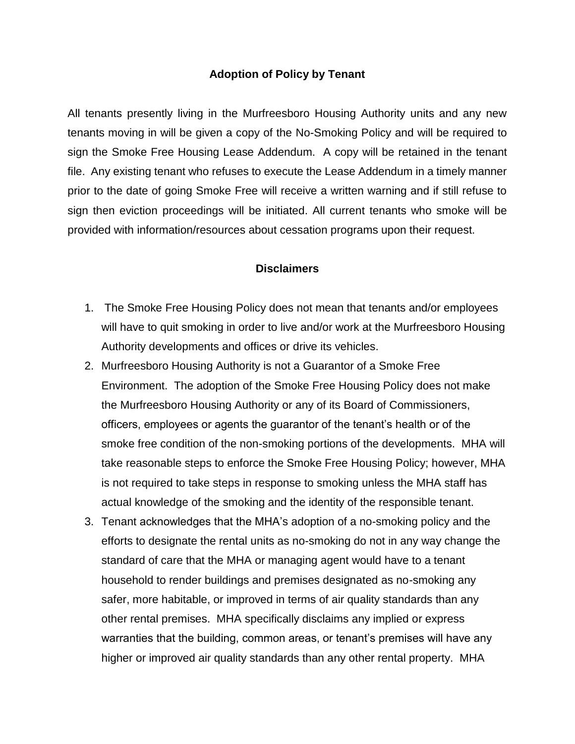## Adoption of Policy by Tenant

All tenants presently living in the Murfreesboro Housing Authority units and any new tenants moving in will be given a copy of the No-Smoking Policy and will be required to sign the Smoke Free Housing Lease Addendum. A copy will be retained in the tenant file. Any existing tenant who refuses to execute the Lease Addendum in a timely manner prior to the date of going Smoke Free will receive a written warning and if still refuse to sign then eviction proceedings will be initiated. All current tenants who smoke will be provided with information/resources about cessation programs upon their request.

## Disclaimers

1. The Smoke Free Housing Policy does not mean that tenants and/or employees will have to quit smoking in order to live and/or work at the Murfreesboro Housing Authority developments and offices or drive its vehicles.
2. Murfreesboro Housing Authority is not a Guarantor of a Smoke Free Environment. The adoption of the Smoke Free Housing Policy does not make the Murfreesboro Housing Authority or any of its Board of Commissioners, officers, employees or agents the guarantor of the tenant's health or of the smoke free condition of the non-smoking portions of the developments. MHA will take reasonable steps to enforce the Smoke Free Housing Policy; however, MHA is not required to take steps in response to smoking unless the MHA staff has actual knowledge of the smoking and the identity of the responsible tenant.
3. Tenant acknowledges that the MHA's adoption of a no-smoking policy and the efforts to designate the rental units as no-smoking do not in any way change the standard of care that the MHA or managing agent would have to a tenant household to render buildings and premises designated as no-smoking any safer, more habitable, or improved in terms of air quality standards than any other rental premises. MHA specifically disclaims any implied or express warranties that the building, common areas, or tenant's premises will have any higher or improved air quality standards than any other rental property. MHA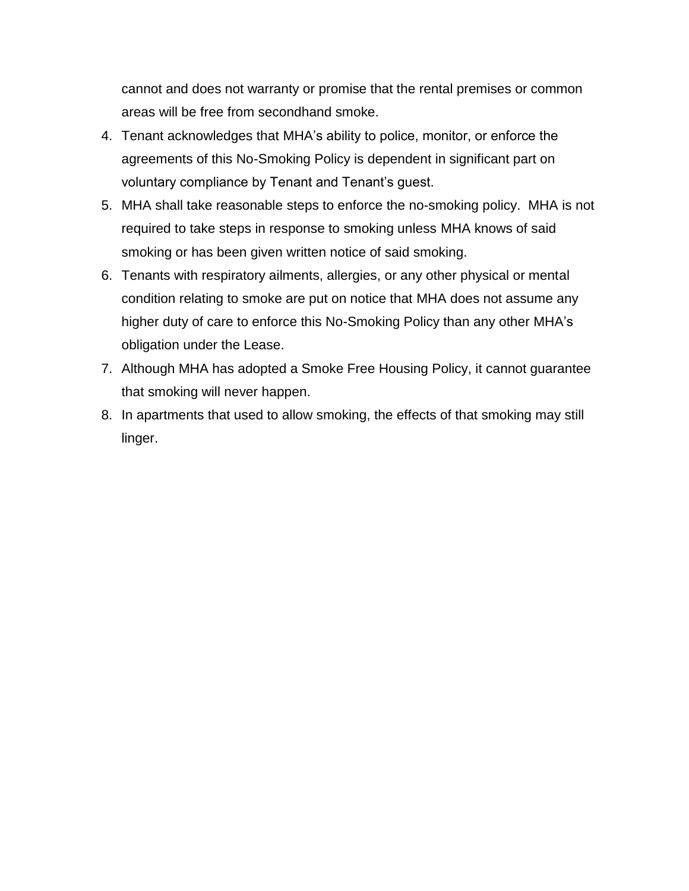cannot and does not warranty or promise that the rental premises or common areas will be free from secondhand smoke.

4. Tenant acknowledges that MHA's ability to police, monitor, or enforce the agreements of this No-Smoking Policy is dependent in significant part on voluntary compliance by Tenant and Tenant's guest.
5. MHA shall take reasonable steps to enforce the no-smoking policy. MHA is not required to take steps in response to smoking unless MHA knows of said smoking or has been given written notice of said smoking.
6. Tenants with respiratory ailments, allergies, or any other physical or mental condition relating to smoke are put on notice that MHA does not assume any higher duty of care to enforce this No-Smoking Policy than any other MHA's obligation under the Lease.
7. Although MHA has adopted a Smoke Free Housing Policy, it cannot guarantee that smoking will never happen.
8. In apartments that used to allow smoking, the effects of that smoking may still linger.